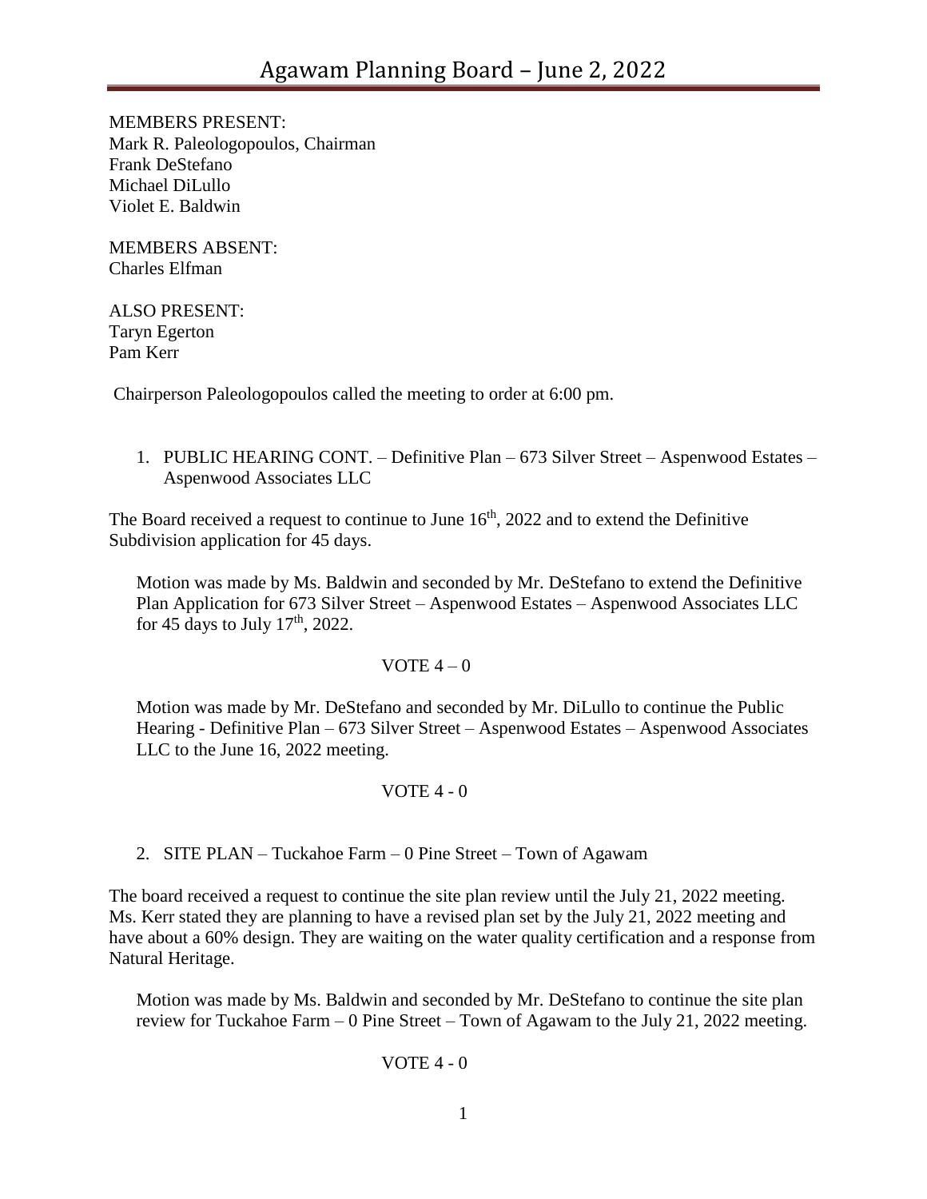# Agawam Planning Board – June 2, 2022

MEMBERS PRESENT:
Mark R. Paleologopoulos, Chairman
Frank DeStefano
Michael DiLullo
Violet E. Baldwin

MEMBERS ABSENT:
Charles Elfman

ALSO PRESENT:
Taryn Egerton
Pam Kerr

Chairperson Paleologopoulos called the meeting to order at 6:00 pm.

1. PUBLIC HEARING CONT. – Definitive Plan – 673 Silver Street – Aspenwood Estates – Aspenwood Associates LLC

The Board received a request to continue to June 16th, 2022 and to extend the Definitive Subdivision application for 45 days.

Motion was made by Ms. Baldwin and seconded by Mr. DeStefano to extend the Definitive Plan Application for 673 Silver Street – Aspenwood Estates – Aspenwood Associates LLC for 45 days to July 17th, 2022.

VOTE 4 – 0

Motion was made by Mr. DeStefano and seconded by Mr. DiLullo to continue the Public Hearing - Definitive Plan – 673 Silver Street – Aspenwood Estates – Aspenwood Associates LLC to the June 16, 2022 meeting.

VOTE 4 - 0

2. SITE PLAN – Tuckahoe Farm – 0 Pine Street – Town of Agawam

The board received a request to continue the site plan review until the July 21, 2022 meeting. Ms. Kerr stated they are planning to have a revised plan set by the July 21, 2022 meeting and have about a 60% design. They are waiting on the water quality certification and a response from Natural Heritage.

Motion was made by Ms. Baldwin and seconded by Mr. DeStefano to continue the site plan review for Tuckahoe Farm – 0 Pine Street – Town of Agawam to the July 21, 2022 meeting.

VOTE 4 - 0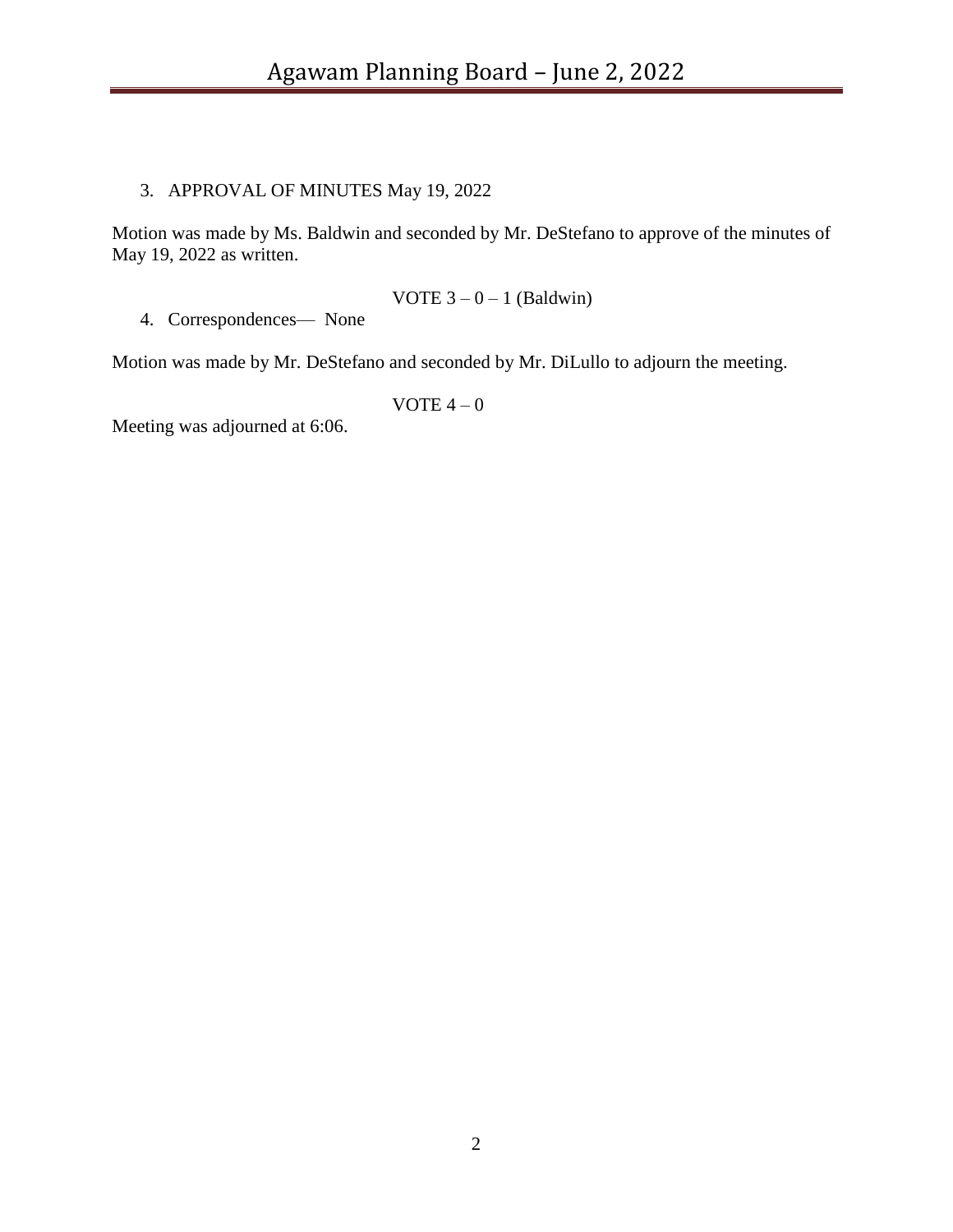3. APPROVAL OF MINUTES May 19, 2022

Motion was made by Ms. Baldwin and seconded by Mr. DeStefano to approve of the minutes of May 19, 2022 as written.

VOTE 3 – 0 – 1 (Baldwin)

4. Correspondences— None

Motion was made by Mr. DeStefano and seconded by Mr. DiLullo to adjourn the meeting.

VOTE 4 – 0

Meeting was adjourned at 6:06.